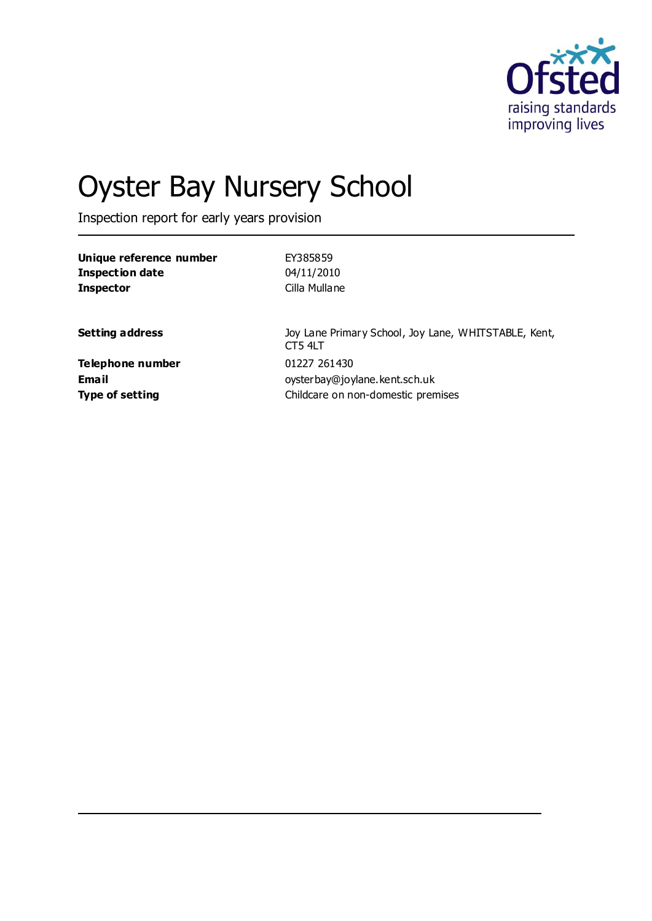# Oyster Bay Nursery School

Inspection report for early years provision

| | |
|---|---|
| **Unique reference number** | EY385859 |
| **Inspection date** | 04/11/2010 |
| **Inspector** | Cilla Mullane |

| | |
|---|---|
| **Setting address** | Joy Lane Primary School, Joy Lane, WHITSTABLE, Kent, CT5 4LT |
| **Telephone number** | 01227 261430 |
| **Email** | oysterbay@joylane.kent.sch.uk |
| **Type of setting** | Childcare on non-domestic premises |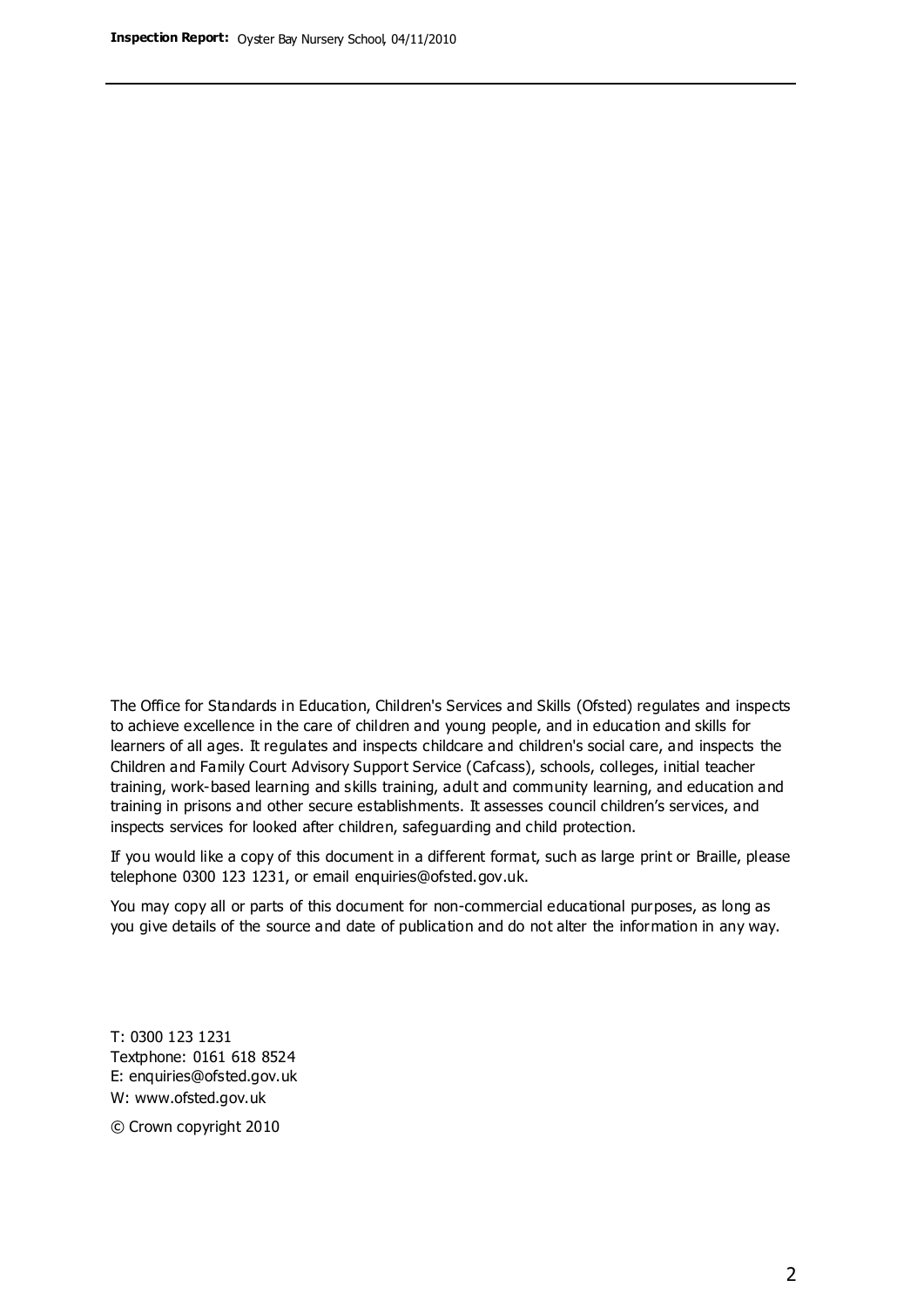The Office for Standards in Education, Children's Services and Skills (Ofsted) regulates and inspects to achieve excellence in the care of children and young people, and in education and skills for learners of all ages. It regulates and inspects childcare and children's social care, and inspects the Children and Family Court Advisory Support Service (Cafcass), schools, colleges, initial teacher training, work-based learning and skills training, adult and community learning, and education and training in prisons and other secure establishments. It assesses council children's services, and inspects services for looked after children, safeguarding and child protection.

If you would like a copy of this document in a different format, such as large print or Braille, please telephone 0300 123 1231, or email enquiries@ofsted.gov.uk.

You may copy all or parts of this document for non-commercial educational purposes, as long as you give details of the source and date of publication and do not alter the information in any way.

T: 0300 123 1231
Textphone: 0161 618 8524
E: enquiries@ofsted.gov.uk
W: www.ofsted.gov.uk

© Crown copyright 2010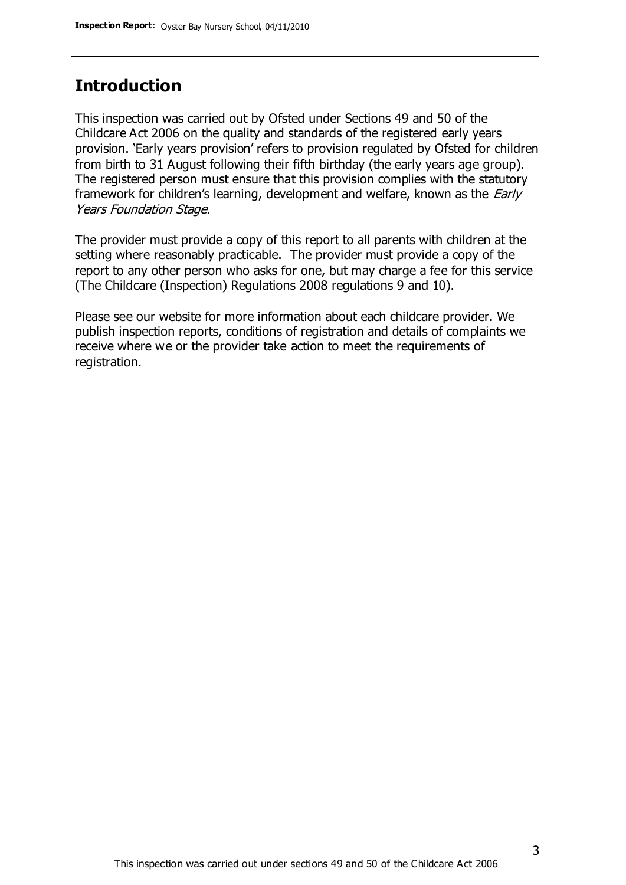## Introduction

This inspection was carried out by Ofsted under Sections 49 and 50 of the Childcare Act 2006 on the quality and standards of the registered early years provision. 'Early years provision' refers to provision regulated by Ofsted for children from birth to 31 August following their fifth birthday (the early years age group). The registered person must ensure that this provision complies with the statutory framework for children's learning, development and welfare, known as the *Early Years Foundation Stage.*

The provider must provide a copy of this report to all parents with children at the setting where reasonably practicable. The provider must provide a copy of the report to any other person who asks for one, but may charge a fee for this service (The Childcare (Inspection) Regulations 2008 regulations 9 and 10).

Please see our website for more information about each childcare provider. We publish inspection reports, conditions of registration and details of complaints we receive where we or the provider take action to meet the requirements of registration.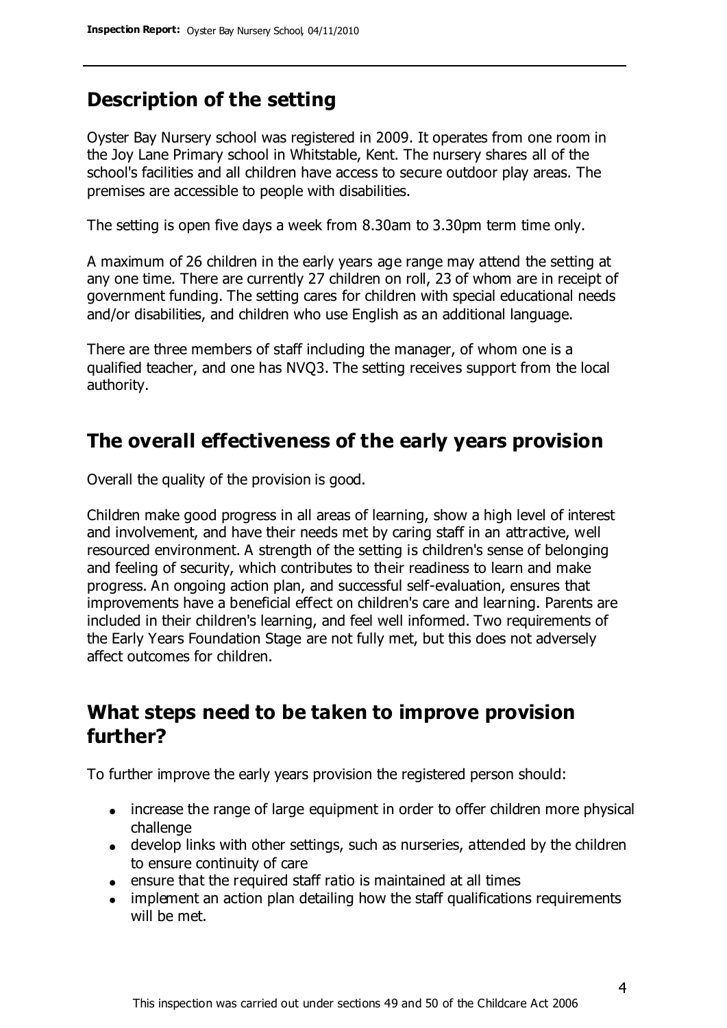## Description of the setting

Oyster Bay Nursery school was registered in 2009. It operates from one room in the Joy Lane Primary school in Whitstable, Kent. The nursery shares all of the school's facilities and all children have access to secure outdoor play areas. The premises are accessible to people with disabilities.

The setting is open five days a week from 8.30am to 3.30pm term time only.

A maximum of 26 children in the early years age range may attend the setting at any one time. There are currently 27 children on roll, 23 of whom are in receipt of government funding. The setting cares for children with special educational needs and/or disabilities, and children who use English as an additional language.

There are three members of staff including the manager, of whom one is a qualified teacher, and one has NVQ3. The setting receives support from the local authority.

## The overall effectiveness of the early years provision

Overall the quality of the provision is good.

Children make good progress in all areas of learning, show a high level of interest and involvement, and have their needs met by caring staff in an attractive, well resourced environment. A strength of the setting is children's sense of belonging and feeling of security, which contributes to their readiness to learn and make progress. An ongoing action plan, and successful self-evaluation, ensures that improvements have a beneficial effect on children's care and learning. Parents are included in their children's learning, and feel well informed. Two requirements of the Early Years Foundation Stage are not fully met, but this does not adversely affect outcomes for children.

## What steps need to be taken to improve provision further?

To further improve the early years provision the registered person should:

- increase the range of large equipment in order to offer children more physical challenge
- develop links with other settings, such as nurseries, attended by the children to ensure continuity of care
- ensure that the required staff ratio is maintained at all times
- implement an action plan detailing how the staff qualifications requirements will be met.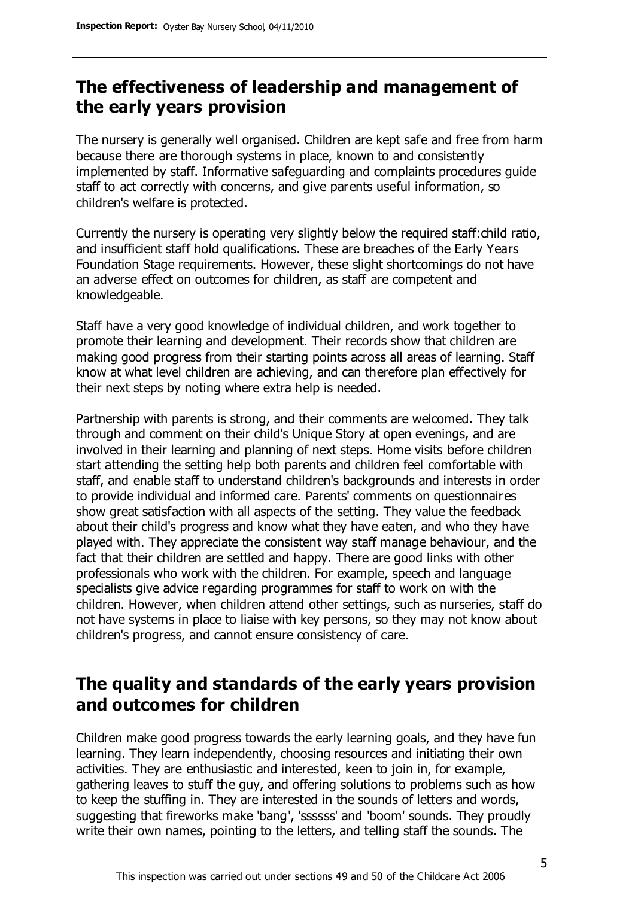## The effectiveness of leadership and management of the early years provision

The nursery is generally well organised. Children are kept safe and free from harm because there are thorough systems in place, known to and consistently implemented by staff. Informative safeguarding and complaints procedures guide staff to act correctly with concerns, and give parents useful information, so children's welfare is protected.

Currently the nursery is operating very slightly below the required staff:child ratio, and insufficient staff hold qualifications. These are breaches of the Early Years Foundation Stage requirements. However, these slight shortcomings do not have an adverse effect on outcomes for children, as staff are competent and knowledgeable.

Staff have a very good knowledge of individual children, and work together to promote their learning and development. Their records show that children are making good progress from their starting points across all areas of learning. Staff know at what level children are achieving, and can therefore plan effectively for their next steps by noting where extra help is needed.

Partnership with parents is strong, and their comments are welcomed. They talk through and comment on their child's Unique Story at open evenings, and are involved in their learning and planning of next steps. Home visits before children start attending the setting help both parents and children feel comfortable with staff, and enable staff to understand children's backgrounds and interests in order to provide individual and informed care. Parents' comments on questionnaires show great satisfaction with all aspects of the setting. They value the feedback about their child's progress and know what they have eaten, and who they have played with. They appreciate the consistent way staff manage behaviour, and the fact that their children are settled and happy. There are good links with other professionals who work with the children. For example, speech and language specialists give advice regarding programmes for staff to work on with the children. However, when children attend other settings, such as nurseries, staff do not have systems in place to liaise with key persons, so they may not know about children's progress, and cannot ensure consistency of care.

## The quality and standards of the early years provision and outcomes for children

Children make good progress towards the early learning goals, and they have fun learning. They learn independently, choosing resources and initiating their own activities. They are enthusiastic and interested, keen to join in, for example, gathering leaves to stuff the guy, and offering solutions to problems such as how to keep the stuffing in. They are interested in the sounds of letters and words, suggesting that fireworks make 'bang', 'ssssss' and 'boom' sounds. They proudly write their own names, pointing to the letters, and telling staff the sounds. The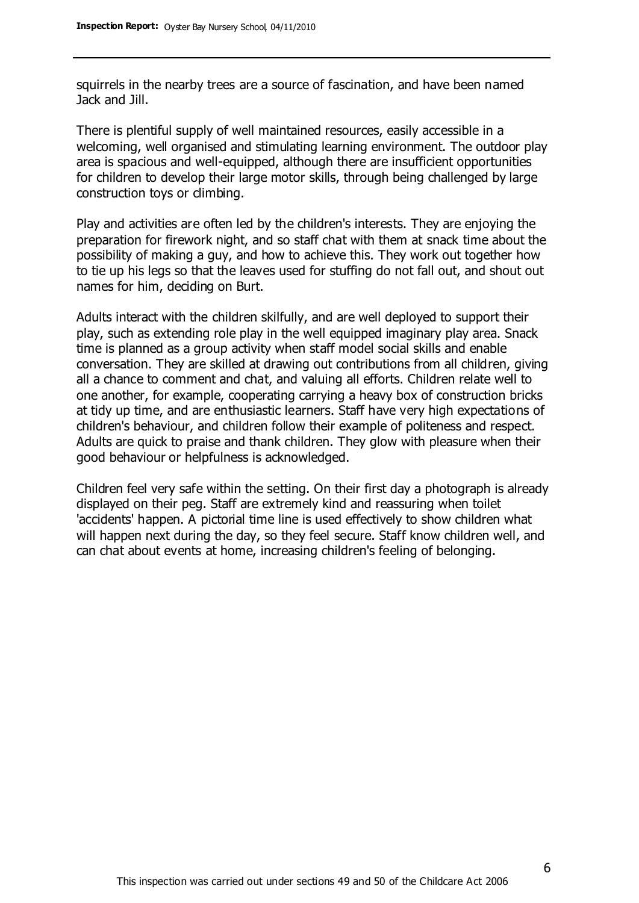squirrels in the nearby trees are a source of fascination, and have been named Jack and Jill.

There is plentiful supply of well maintained resources, easily accessible in a welcoming, well organised and stimulating learning environment. The outdoor play area is spacious and well-equipped, although there are insufficient opportunities for children to develop their large motor skills, through being challenged by large construction toys or climbing.

Play and activities are often led by the children's interests. They are enjoying the preparation for firework night, and so staff chat with them at snack time about the possibility of making a guy, and how to achieve this. They work out together how to tie up his legs so that the leaves used for stuffing do not fall out, and shout out names for him, deciding on Burt.

Adults interact with the children skilfully, and are well deployed to support their play, such as extending role play in the well equipped imaginary play area. Snack time is planned as a group activity when staff model social skills and enable conversation. They are skilled at drawing out contributions from all children, giving all a chance to comment and chat, and valuing all efforts. Children relate well to one another, for example, cooperating carrying a heavy box of construction bricks at tidy up time, and are enthusiastic learners. Staff have very high expectations of children's behaviour, and children follow their example of politeness and respect. Adults are quick to praise and thank children. They glow with pleasure when their good behaviour or helpfulness is acknowledged.

Children feel very safe within the setting. On their first day a photograph is already displayed on their peg. Staff are extremely kind and reassuring when toilet 'accidents' happen. A pictorial time line is used effectively to show children what will happen next during the day, so they feel secure. Staff know children well, and can chat about events at home, increasing children's feeling of belonging.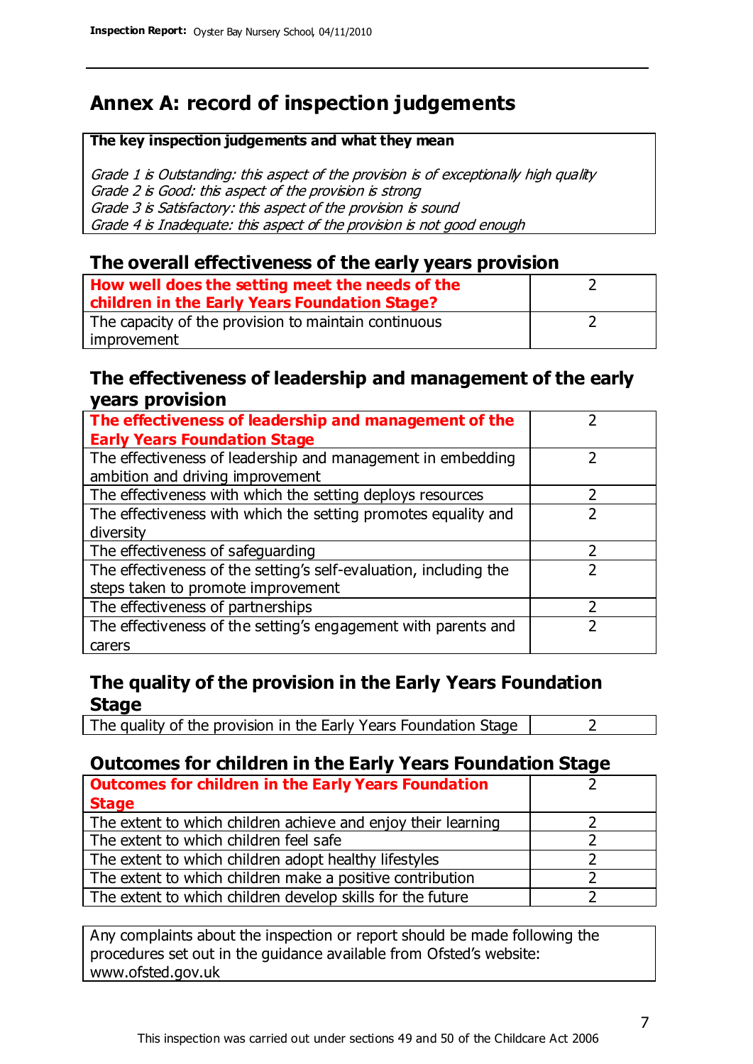# Annex A: record of inspection judgements

**The key inspection judgements and what they mean**

*Grade 1 is Outstanding: this aspect of the provision is of exceptionally high quality*
*Grade 2 is Good: this aspect of the provision is strong*
*Grade 3 is Satisfactory: this aspect of the provision is sound*
*Grade 4 is Inadequate: this aspect of the provision is not good enough*

## The overall effectiveness of the early years provision

| | |
|---|---|
| **How well does the setting meet the needs of the children in the Early Years Foundation Stage?** | 2 |
| The capacity of the provision to maintain continuous improvement | 2 |

## The effectiveness of leadership and management of the early years provision

| | |
|---|---|
| **The effectiveness of leadership and management of the Early Years Foundation Stage** | 2 |
| The effectiveness of leadership and management in embedding ambition and driving improvement | 2 |
| The effectiveness with which the setting deploys resources | 2 |
| The effectiveness with which the setting promotes equality and diversity | 2 |
| The effectiveness of safeguarding | 2 |
| The effectiveness of the setting's self-evaluation, including the steps taken to promote improvement | 2 |
| The effectiveness of partnerships | 2 |
| The effectiveness of the setting's engagement with parents and carers | 2 |

## The quality of the provision in the Early Years Foundation Stage

| | |
|---|---|
| The quality of the provision in the Early Years Foundation Stage | 2 |

## Outcomes for children in the Early Years Foundation Stage

| | |
|---|---|
| **Outcomes for children in the Early Years Foundation Stage** | 2 |
| The extent to which children achieve and enjoy their learning | 2 |
| The extent to which children feel safe | 2 |
| The extent to which children adopt healthy lifestyles | 2 |
| The extent to which children make a positive contribution | 2 |
| The extent to which children develop skills for the future | 2 |

Any complaints about the inspection or report should be made following the procedures set out in the guidance available from Ofsted's website: www.ofsted.gov.uk

This inspection was carried out under sections 49 and 50 of the Childcare Act 2006